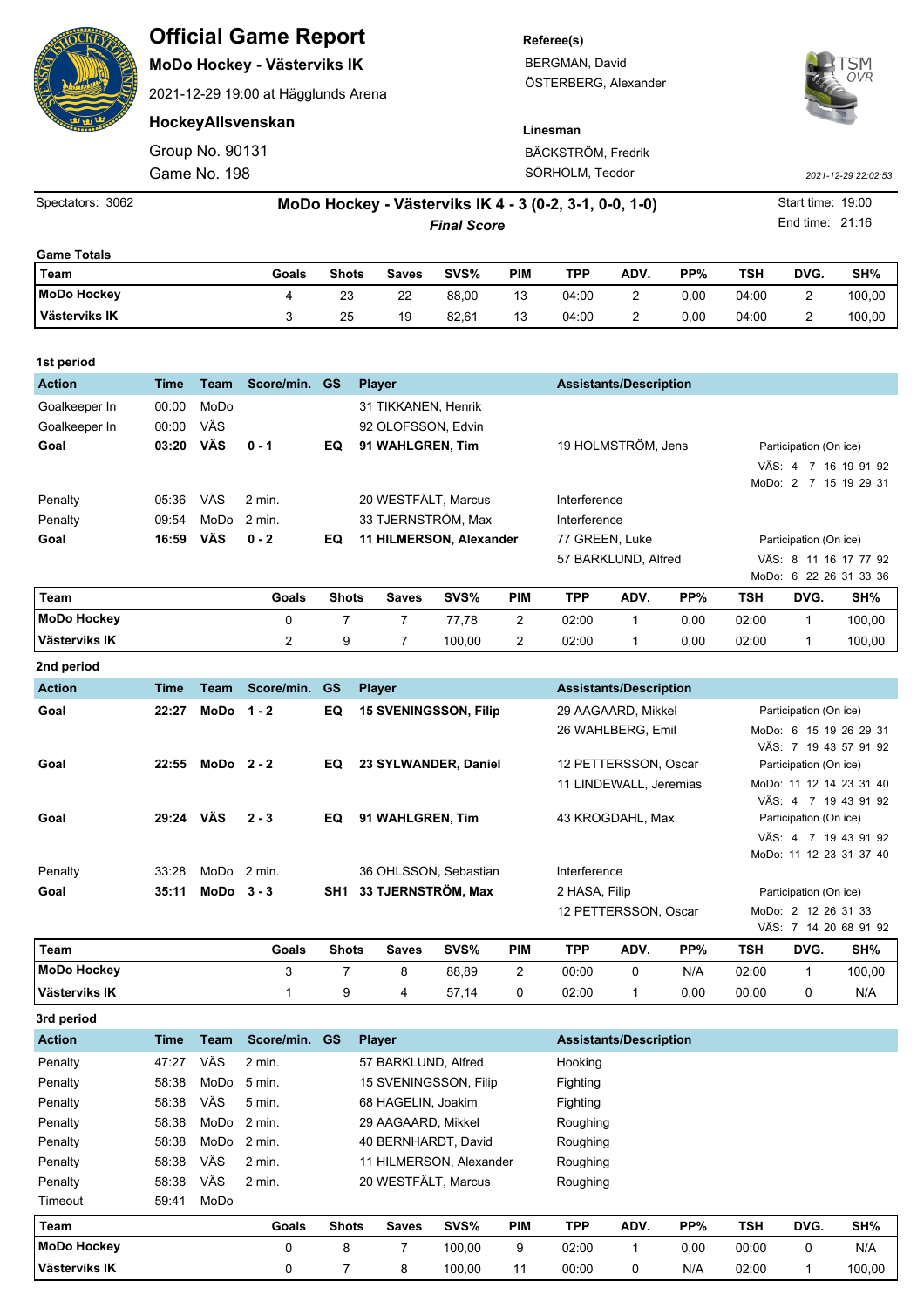# Official Game Report

**MoDo Hockey - Västerviks IK**

2021-12-29 19:00 at Hägglunds Arena

**HockeyAllsvenskan**

Group No. 90131

Game No. 198

**Referee(s)**

BERGMAN, David

ÖSTERBERG, Alexander

**Linesman**

BÄCKSTRÖM, Fredrik

SÖRHOLM, Teodor

2021-12-29 22:02:53

Spectators: 3062

**MoDo Hockey - Västerviks IK 4 - 3 (0-2, 3-1, 0-0, 1-0)**

***Final Score***

Start time: 19:00

End time: 21:16

**Game Totals**

| Team | Goals | Shots | Saves | SVS% | PIM | TPP | ADV. | PP% | TSH | DVG. | SH% |
|---|---|---|---|---|---|---|---|---|---|---|---|
| **MoDo Hockey** | 4 | 23 | 22 | 88,00 | 13 | 04:00 | 2 | 0,00 | 04:00 | 2 | 100,00 |
| **Västerviks IK** | 3 | 25 | 19 | 82,61 | 13 | 04:00 | 2 | 0,00 | 04:00 | 2 | 100,00 |

**1st period**

| Action | Time | Team | Score/min. | GS | Player | Assistants/Description | Participation (On ice) |
|---|---|---|---|---|---|---|---|
| Goalkeeper In | 00:00 | MoDo | | | 31 TIKKANEN, Henrik | | |
| Goalkeeper In | 00:00 | VÄS | | | 92 OLOFSSON, Edvin | | |
| **Goal** | **03:20** | **VÄS** | **0 - 1** | **EQ** | **91 WAHLGREN, Tim** | 19 HOLMSTRÖM, Jens | VÄS: 4 7 16 19 91 92<br>MoDo: 2 7 15 19 29 31 |
| Penalty | 05:36 | VÄS | 2 min. | | 20 WESTFÄLT, Marcus | Interference | |
| Penalty | 09:54 | MoDo | 2 min. | | 33 TJERNSTRÖM, Max | Interference | |
| **Goal** | **16:59** | **VÄS** | **0 - 2** | **EQ** | **11 HILMERSON, Alexander** | 77 GREEN, Luke<br>57 BARKLUND, Alfred | VÄS: 8 11 16 17 77 92<br>MoDo: 6 22 26 31 33 36 |

| Team | Goals | Shots | Saves | SVS% | PIM | TPP | ADV. | PP% | TSH | DVG. | SH% |
|---|---|---|---|---|---|---|---|---|---|---|---|
| **MoDo Hockey** | 0 | 7 | 7 | 77,78 | 2 | 02:00 | 1 | 0,00 | 02:00 | 1 | 100,00 |
| **Västerviks IK** | 2 | 9 | 7 | 100,00 | 2 | 02:00 | 1 | 0,00 | 02:00 | 1 | 100,00 |

**2nd period**

| Action | Time | Team | Score/min. | GS | Player | Assistants/Description | Participation (On ice) |
|---|---|---|---|---|---|---|---|
| **Goal** | **22:27** | **MoDo** | **1 - 2** | **EQ** | **15 SVENINGSSON, Filip** | 29 AAGAARD, Mikkel<br>26 WAHLBERG, Emil | MoDo: 6 15 19 26 29 31<br>VÄS: 7 19 43 57 91 92 |
| **Goal** | **22:55** | **MoDo** | **2 - 2** | **EQ** | **23 SYLWANDER, Daniel** | 12 PETTERSSON, Oscar<br>11 LINDEWALL, Jeremias | MoDo: 11 12 14 23 31 40<br>VÄS: 4 7 19 43 91 92 |
| **Goal** | **29:24** | **VÄS** | **2 - 3** | **EQ** | **91 WAHLGREN, Tim** | 43 KROGDAHL, Max | VÄS: 4 7 19 43 91 92<br>MoDo: 11 12 23 31 37 40 |
| Penalty | 33:28 | MoDo | 2 min. | | 36 OHLSSON, Sebastian | Interference | |
| **Goal** | **35:11** | **MoDo** | **3 - 3** | **SH1** | **33 TJERNSTRÖM, Max** | 2 HASA, Filip<br>12 PETTERSSON, Oscar | MoDo: 2 12 26 31 33<br>VÄS: 7 14 20 68 91 92 |

| Team | Goals | Shots | Saves | SVS% | PIM | TPP | ADV. | PP% | TSH | DVG. | SH% |
|---|---|---|---|---|---|---|---|---|---|---|---|
| **MoDo Hockey** | 3 | 7 | 8 | 88,89 | 2 | 00:00 | 0 | N/A | 02:00 | 1 | 100,00 |
| **Västerviks IK** | 1 | 9 | 4 | 57,14 | 0 | 02:00 | 1 | 0,00 | 00:00 | 0 | N/A |

**3rd period**

| Action | Time | Team | Score/min. | GS | Player | Assistants/Description |
|---|---|---|---|---|---|---|
| Penalty | 47:27 | VÄS | 2 min. | | 57 BARKLUND, Alfred | Hooking |
| Penalty | 58:38 | MoDo | 5 min. | | 15 SVENINGSSON, Filip | Fighting |
| Penalty | 58:38 | VÄS | 5 min. | | 68 HAGELIN, Joakim | Fighting |
| Penalty | 58:38 | MoDo | 2 min. | | 29 AAGAARD, Mikkel | Roughing |
| Penalty | 58:38 | MoDo | 2 min. | | 40 BERNHARDT, David | Roughing |
| Penalty | 58:38 | VÄS | 2 min. | | 11 HILMERSON, Alexander | Roughing |
| Penalty | 58:38 | VÄS | 2 min. | | 20 WESTFÄLT, Marcus | Roughing |
| Timeout | 59:41 | MoDo | | | | |

| Team | Goals | Shots | Saves | SVS% | PIM | TPP | ADV. | PP% | TSH | DVG. | SH% |
|---|---|---|---|---|---|---|---|---|---|---|---|
| **MoDo Hockey** | 0 | 8 | 7 | 100,00 | 9 | 02:00 | 1 | 0,00 | 00:00 | 0 | N/A |
| **Västerviks IK** | 0 | 7 | 8 | 100,00 | 11 | 00:00 | 0 | N/A | 02:00 | 1 | 100,00 |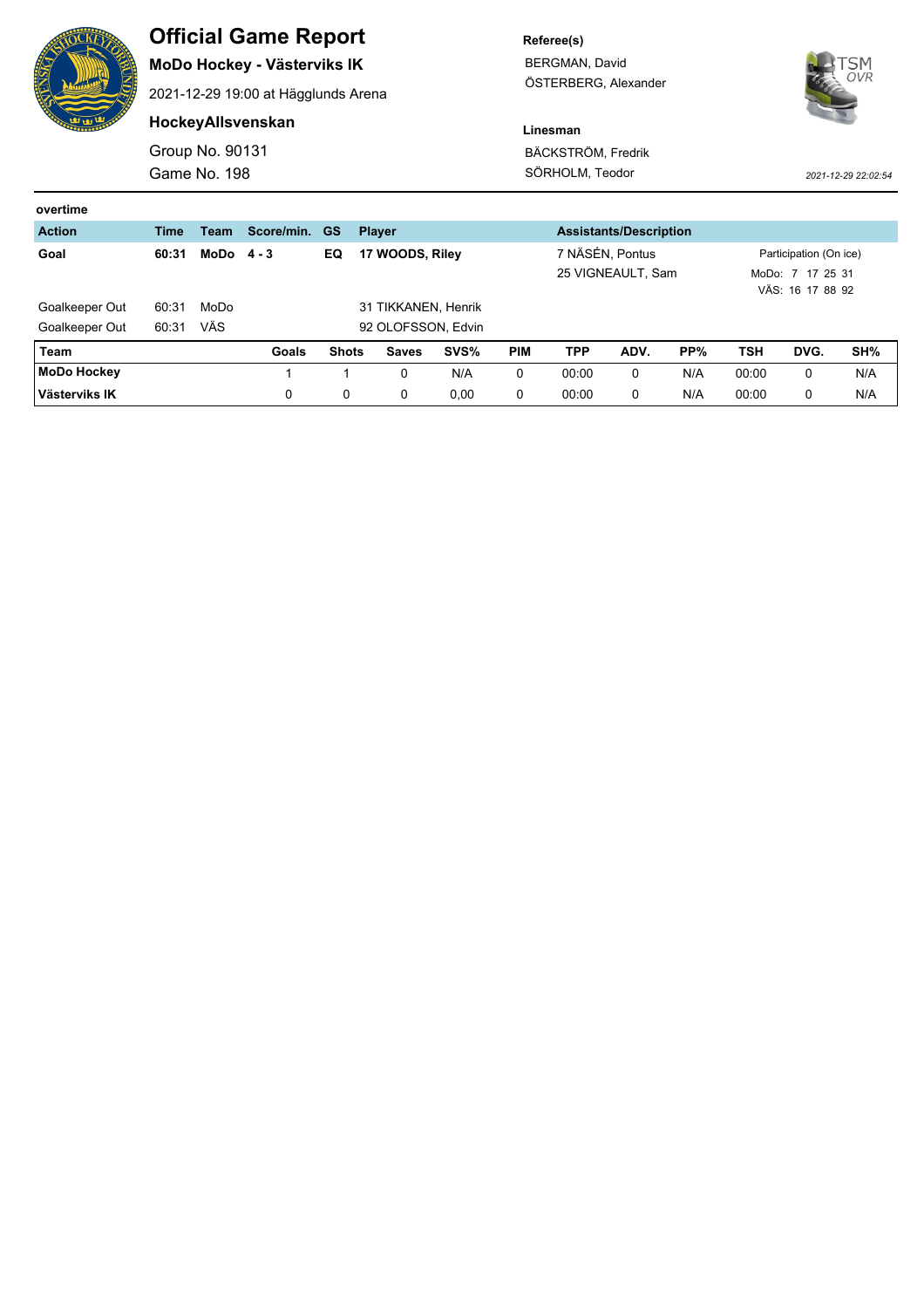# Official Game Report

**MoDo Hockey - Västerviks IK**

2021-12-29 19:00 at Hägglunds Arena

**HockeyAllsvenskan**

Group No. 90131

Game No. 198

**Referee(s)**

BERGMAN, David

ÖSTERBERG, Alexander

**Linesman**

BÄCKSTRÖM, Fredrik

SÖRHOLM, Teodor

*2021-12-29 22:02:54*

**overtime**

| Action | Time | Team | Score/min. | GS | Player | Assistants/Description | Participation (On ice) |
|---|---|---|---|---|---|---|---|
| **Goal** | **60:31** | **MoDo** | **4 - 3** | **EQ** | **17 WOODS, Riley** | 7 NÄSÉN, Pontus<br>25 VIGNEAULT, Sam | MoDo: 7 17 25 31<br>VÄS: 16 17 88 92 |
| Goalkeeper Out | 60:31 | MoDo | | | 31 TIKKANEN, Henrik | | |
| Goalkeeper Out | 60:31 | VÄS | | | 92 OLOFSSON, Edvin | | |

| Team | Goals | Shots | Saves | SVS% | PIM | TPP | ADV. | PP% | TSH | DVG. | SH% |
|---|---|---|---|---|---|---|---|---|---|---|---|
| **MoDo Hockey** | 1 | 1 | 0 | N/A | 0 | 00:00 | 0 | N/A | 00:00 | 0 | N/A |
| **Västerviks IK** | 0 | 0 | 0 | 0,00 | 0 | 00:00 | 0 | N/A | 00:00 | 0 | N/A |